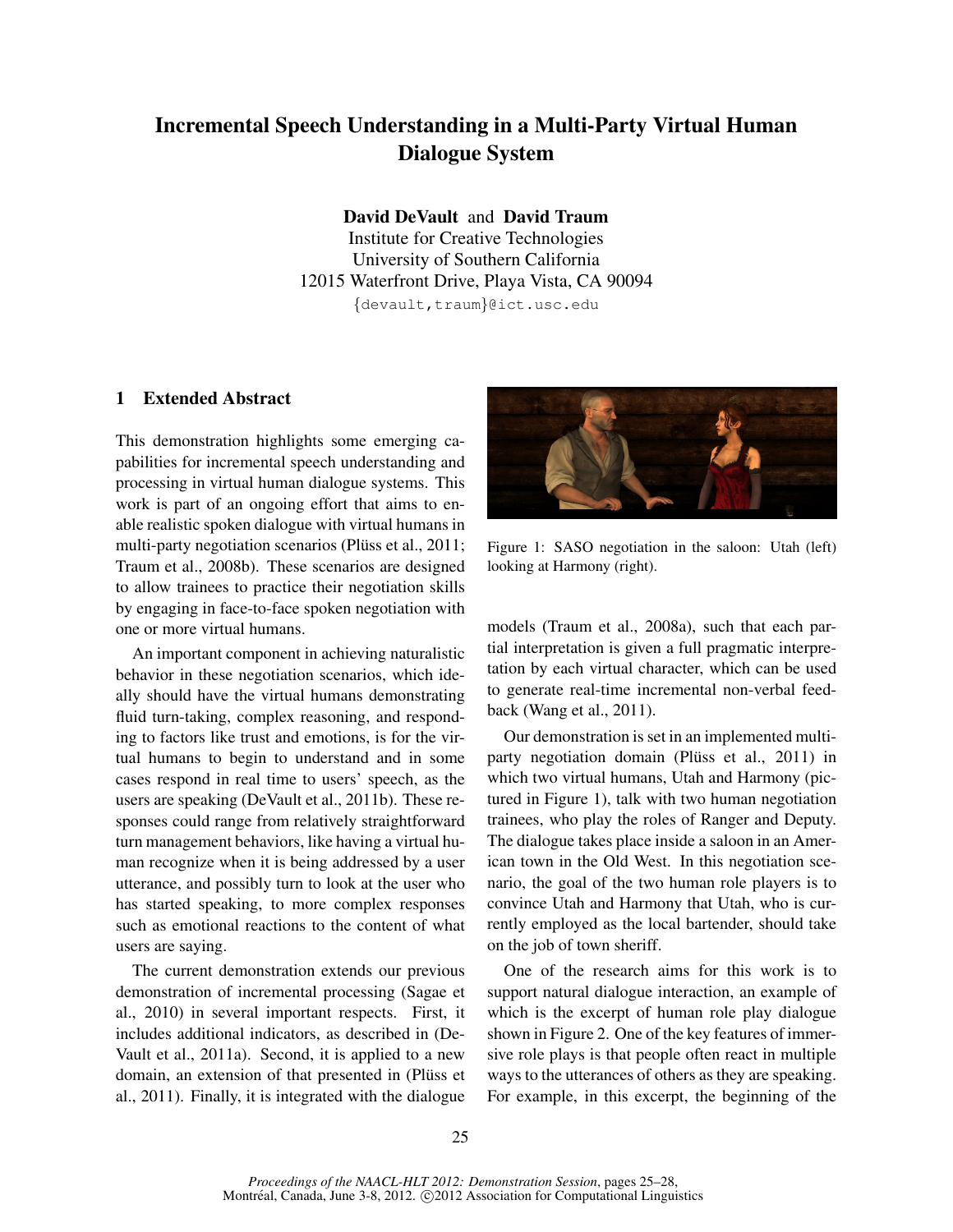# Incremental Speech Understanding in a Multi-Party Virtual Human Dialogue System

**David DeVault** and **David Traum**
Institute for Creative Technologies
University of Southern California
12015 Waterfront Drive, Playa Vista, CA 90094
{devault,traum}@ict.usc.edu

## 1 Extended Abstract

This demonstration highlights some emerging capabilities for incremental speech understanding and processing in virtual human dialogue systems. This work is part of an ongoing effort that aims to enable realistic spoken dialogue with virtual humans in multi-party negotiation scenarios (Plüss et al., 2011; Traum et al., 2008b). These scenarios are designed to allow trainees to practice their negotiation skills by engaging in face-to-face spoken negotiation with one or more virtual humans.

An important component in achieving naturalistic behavior in these negotiation scenarios, which ideally should have the virtual humans demonstrating fluid turn-taking, complex reasoning, and responding to factors like trust and emotions, is for the virtual humans to begin to understand and in some cases respond in real time to users' speech, as the users are speaking (DeVault et al., 2011b). These responses could range from relatively straightforward turn management behaviors, like having a virtual human recognize when it is being addressed by a user utterance, and possibly turn to look at the user who has started speaking, to more complex responses such as emotional reactions to the content of what users are saying.

The current demonstration extends our previous demonstration of incremental processing (Sagae et al., 2010) in several important respects. First, it includes additional indicators, as described in (DeVault et al., 2011a). Second, it is applied to a new domain, an extension of that presented in (Plüss et al., 2011). Finally, it is integrated with the dialogue models (Traum et al., 2008a), such that each partial interpretation is given a full pragmatic interpretation by each virtual character, which can be used to generate real-time incremental non-verbal feedback (Wang et al., 2011).

Figure 1: SASO negotiation in the saloon: Utah (left) looking at Harmony (right).

Our demonstration is set in an implemented multi-party negotiation domain (Plüss et al., 2011) in which two virtual humans, Utah and Harmony (pictured in Figure 1), talk with two human negotiation trainees, who play the roles of Ranger and Deputy. The dialogue takes place inside a saloon in an American town in the Old West. In this negotiation scenario, the goal of the two human role players is to convince Utah and Harmony that Utah, who is currently employed as the local bartender, should take on the job of town sheriff.

One of the research aims for this work is to support natural dialogue interaction, an example of which is the excerpt of human role play dialogue shown in Figure 2. One of the key features of immersive role plays is that people often react in multiple ways to the utterances of others as they are speaking. For example, in this excerpt, the beginning of the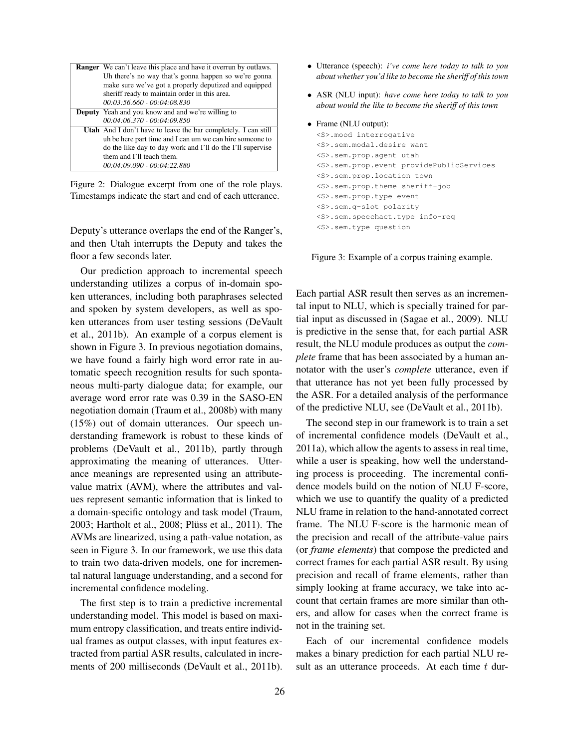| Speaker | Utterance |
| --- | --- |
| **Ranger** | We can't leave this place and have it overrun by outlaws. Uh there's no way that's gonna happen so we're gonna make sure we've got a properly deputized and equipped sheriff ready to maintain order in this area. *00:03:56.660 - 00:04:08.830* |
| **Deputy** | Yeah and you know and and we're willing to *00:04:06.370 - 00:04:09.850* |
| **Utah** | And I don't have to leave the bar completely. I can still uh be here part time and I can um we can hire someone to do the like day to day work and I'll do the I'll supervise them and I'll teach them. *00:04:09.090 - 00:04:22.880* |

Figure 2: Dialogue excerpt from one of the role plays. Timestamps indicate the start and end of each utterance.

Deputy's utterance overlaps the end of the Ranger's, and then Utah interrupts the Deputy and takes the floor a few seconds later.

Our prediction approach to incremental speech understanding utilizes a corpus of in-domain spoken utterances, including both paraphrases selected and spoken by system developers, as well as spoken utterances from user testing sessions (DeVault et al., 2011b). An example of a corpus element is shown in Figure 3. In previous negotiation domains, we have found a fairly high word error rate in automatic speech recognition results for such spontaneous multi-party dialogue data; for example, our average word error rate was 0.39 in the SASO-EN negotiation domain (Traum et al., 2008b) with many (15%) out of domain utterances. Our speech understanding framework is robust to these kinds of problems (DeVault et al., 2011b), partly through approximating the meaning of utterances. Utterance meanings are represented using an attribute-value matrix (AVM), where the attributes and values represent semantic information that is linked to a domain-specific ontology and task model (Traum, 2003; Hartholt et al., 2008; Plüss et al., 2011). The AVMs are linearized, using a path-value notation, as seen in Figure 3. In our framework, we use this data to train two data-driven models, one for incremental natural language understanding, and a second for incremental confidence modeling.

The first step is to train a predictive incremental understanding model. This model is based on maximum entropy classification, and treats entire individual frames as output classes, with input features extracted from partial ASR results, calculated in increments of 200 milliseconds (DeVault et al., 2011b).

- Utterance (speech): *i've come here today to talk to you about whether you'd like to become the sheriff of this town*
- ASR (NLU input): *have come here today to talk to you about would the like to become the sheriff of this town*
- Frame (NLU output):

```
<S>.mood interrogative
<S>.sem.modal.desire want
<S>.sem.prop.agent utah
<S>.sem.prop.event providePublicServices
<S>.sem.prop.location town
<S>.sem.prop.theme sheriff-job
<S>.sem.prop.type event
<S>.sem.q-slot polarity
<S>.sem.speechact.type info-req
<S>.sem.type question
```

Figure 3: Example of a corpus training example.

Each partial ASR result then serves as an incremental input to NLU, which is specially trained for partial input as discussed in (Sagae et al., 2009). NLU is predictive in the sense that, for each partial ASR result, the NLU module produces as output the *complete* frame that has been associated by a human annotator with the user's *complete* utterance, even if that utterance has not yet been fully processed by the ASR. For a detailed analysis of the performance of the predictive NLU, see (DeVault et al., 2011b).

The second step in our framework is to train a set of incremental confidence models (DeVault et al., 2011a), which allow the agents to assess in real time, while a user is speaking, how well the understanding process is proceeding. The incremental confidence models build on the notion of NLU F-score, which we use to quantify the quality of a predicted NLU frame in relation to the hand-annotated correct frame. The NLU F-score is the harmonic mean of the precision and recall of the attribute-value pairs (or *frame elements*) that compose the predicted and correct frames for each partial ASR result. By using precision and recall of frame elements, rather than simply looking at frame accuracy, we take into account that certain frames are more similar than others, and allow for cases when the correct frame is not in the training set.

Each of our incremental confidence models makes a binary prediction for each partial NLU result as an utterance proceeds. At each time $t$ dur-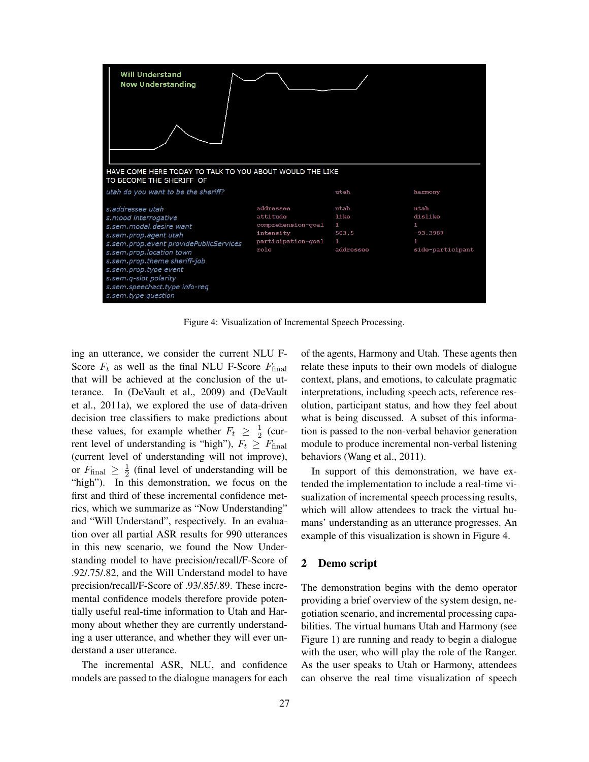Figure 4: Visualization of Incremental Speech Processing.

ing an utterance, we consider the current NLU F-Score $F_t$ as well as the final NLU F-Score $F_{\text{final}}$ that will be achieved at the conclusion of the utterance. In (DeVault et al., 2009) and (DeVault et al., 2011a), we explored the use of data-driven decision tree classifiers to make predictions about these values, for example whether $F_t \geq \frac{1}{2}$ (current level of understanding is "high"), $F_t \geq F_{\text{final}}$ (current level of understanding will not improve), or $F_{\text{final}} \geq \frac{1}{2}$ (final level of understanding will be "high"). In this demonstration, we focus on the first and third of these incremental confidence metrics, which we summarize as "Now Understanding" and "Will Understand", respectively. In an evaluation over all partial ASR results for 990 utterances in this new scenario, we found the Now Understanding model to have precision/recall/F-Score of .92/.75/.82, and the Will Understand model to have precision/recall/F-Score of .93/.85/.89. These incremental confidence models therefore provide potentially useful real-time information to Utah and Harmony about whether they are currently understanding a user utterance, and whether they will ever understand a user utterance.

The incremental ASR, NLU, and confidence models are passed to the dialogue managers for each of the agents, Harmony and Utah. These agents then relate these inputs to their own models of dialogue context, plans, and emotions, to calculate pragmatic interpretations, including speech acts, reference resolution, participant status, and how they feel about what is being discussed. A subset of this information is passed to the non-verbal behavior generation module to produce incremental non-verbal listening behaviors (Wang et al., 2011).

In support of this demonstration, we have extended the implementation to include a real-time visualization of incremental speech processing results, which will allow attendees to track the virtual humans' understanding as an utterance progresses. An example of this visualization is shown in Figure 4.

## 2 Demo script

The demonstration begins with the demo operator providing a brief overview of the system design, negotiation scenario, and incremental processing capabilities. The virtual humans Utah and Harmony (see Figure 1) are running and ready to begin a dialogue with the user, who will play the role of the Ranger. As the user speaks to Utah or Harmony, attendees can observe the real time visualization of speech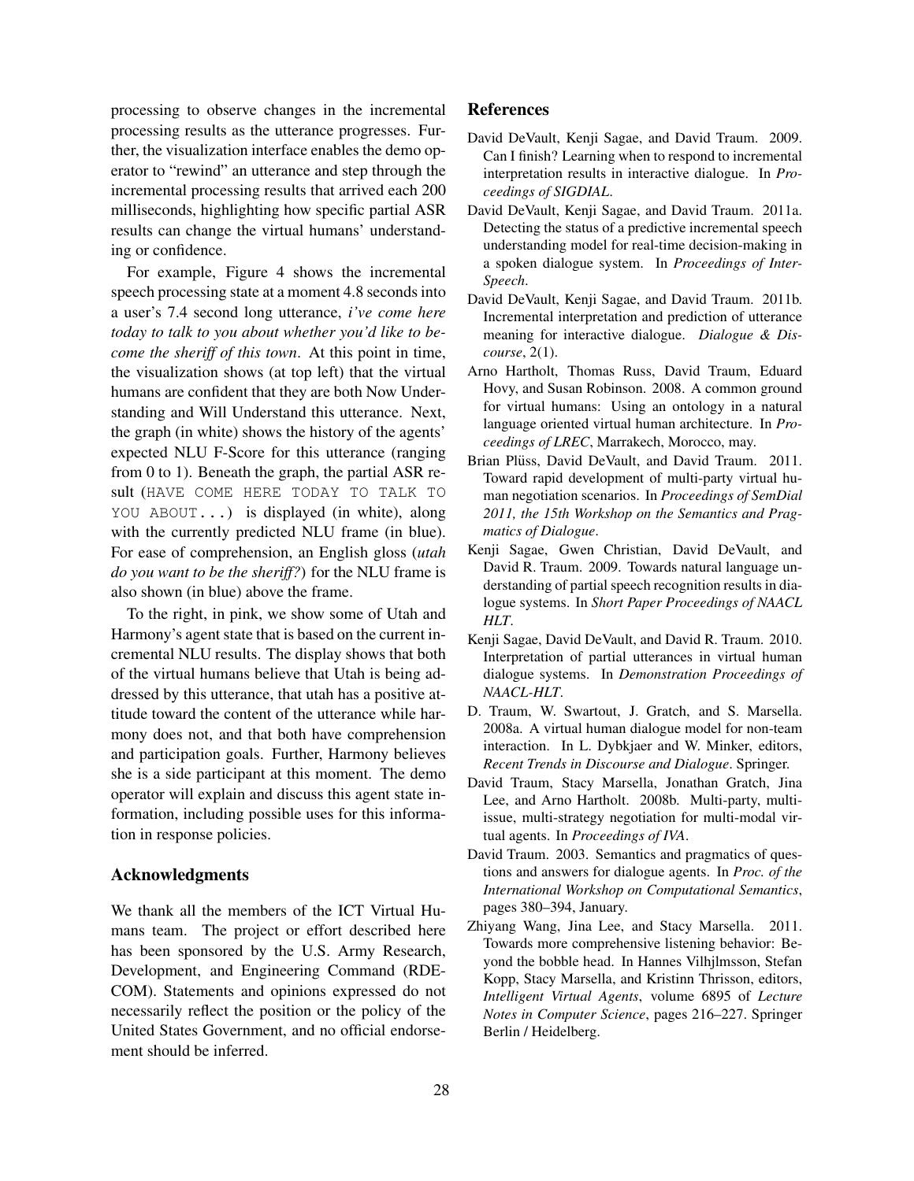processing to observe changes in the incremental processing results as the utterance progresses. Further, the visualization interface enables the demo operator to "rewind" an utterance and step through the incremental processing results that arrived each 200 milliseconds, highlighting how specific partial ASR results can change the virtual humans' understanding or confidence.

For example, Figure 4 shows the incremental speech processing state at a moment 4.8 seconds into a user's 7.4 second long utterance, *i've come here today to talk to you about whether you'd like to become the sheriff of this town*. At this point in time, the visualization shows (at top left) that the virtual humans are confident that they are both Now Understanding and Will Understand this utterance. Next, the graph (in white) shows the history of the agents' expected NLU F-Score for this utterance (ranging from 0 to 1). Beneath the graph, the partial ASR result (`HAVE COME HERE TODAY TO TALK TO YOU ABOUT...`) is displayed (in white), along with the currently predicted NLU frame (in blue). For ease of comprehension, an English gloss (*utah do you want to be the sheriff?*) for the NLU frame is also shown (in blue) above the frame.

To the right, in pink, we show some of Utah and Harmony's agent state that is based on the current incremental NLU results. The display shows that both of the virtual humans believe that Utah is being addressed by this utterance, that utah has a positive attitude toward the content of the utterance while harmony does not, and that both have comprehension and participation goals. Further, Harmony believes she is a side participant at this moment. The demo operator will explain and discuss this agent state information, including possible uses for this information in response policies.

## Acknowledgments

We thank all the members of the ICT Virtual Humans team. The project or effort described here has been sponsored by the U.S. Army Research, Development, and Engineering Command (RDECOM). Statements and opinions expressed do not necessarily reflect the position or the policy of the United States Government, and no official endorsement should be inferred.

## References

David DeVault, Kenji Sagae, and David Traum. 2009. Can I finish? Learning when to respond to incremental interpretation results in interactive dialogue. In *Proceedings of SIGDIAL*.

David DeVault, Kenji Sagae, and David Traum. 2011a. Detecting the status of a predictive incremental speech understanding model for real-time decision-making in a spoken dialogue system. In *Proceedings of InterSpeech*.

David DeVault, Kenji Sagae, and David Traum. 2011b. Incremental interpretation and prediction of utterance meaning for interactive dialogue. *Dialogue & Discourse*, 2(1).

Arno Hartholt, Thomas Russ, David Traum, Eduard Hovy, and Susan Robinson. 2008. A common ground for virtual humans: Using an ontology in a natural language oriented virtual human architecture. In *Proceedings of LREC*, Marrakech, Morocco, may.

Brian Plüss, David DeVault, and David Traum. 2011. Toward rapid development of multi-party virtual human negotiation scenarios. In *Proceedings of SemDial 2011, the 15th Workshop on the Semantics and Pragmatics of Dialogue*.

Kenji Sagae, Gwen Christian, David DeVault, and David R. Traum. 2009. Towards natural language understanding of partial speech recognition results in dialogue systems. In *Short Paper Proceedings of NAACL HLT*.

Kenji Sagae, David DeVault, and David R. Traum. 2010. Interpretation of partial utterances in virtual human dialogue systems. In *Demonstration Proceedings of NAACL-HLT*.

D. Traum, W. Swartout, J. Gratch, and S. Marsella. 2008a. A virtual human dialogue model for non-team interaction. In L. Dybkjaer and W. Minker, editors, *Recent Trends in Discourse and Dialogue*. Springer.

David Traum, Stacy Marsella, Jonathan Gratch, Jina Lee, and Arno Hartholt. 2008b. Multi-party, multi-issue, multi-strategy negotiation for multi-modal virtual agents. In *Proceedings of IVA*.

David Traum. 2003. Semantics and pragmatics of questions and answers for dialogue agents. In *Proc. of the International Workshop on Computational Semantics*, pages 380–394, January.

Zhiyang Wang, Jina Lee, and Stacy Marsella. 2011. Towards more comprehensive listening behavior: Beyond the bobble head. In Hannes Vilhjlmsson, Stefan Kopp, Stacy Marsella, and Kristinn Thrisson, editors, *Intelligent Virtual Agents*, volume 6895 of *Lecture Notes in Computer Science*, pages 216–227. Springer Berlin / Heidelberg.